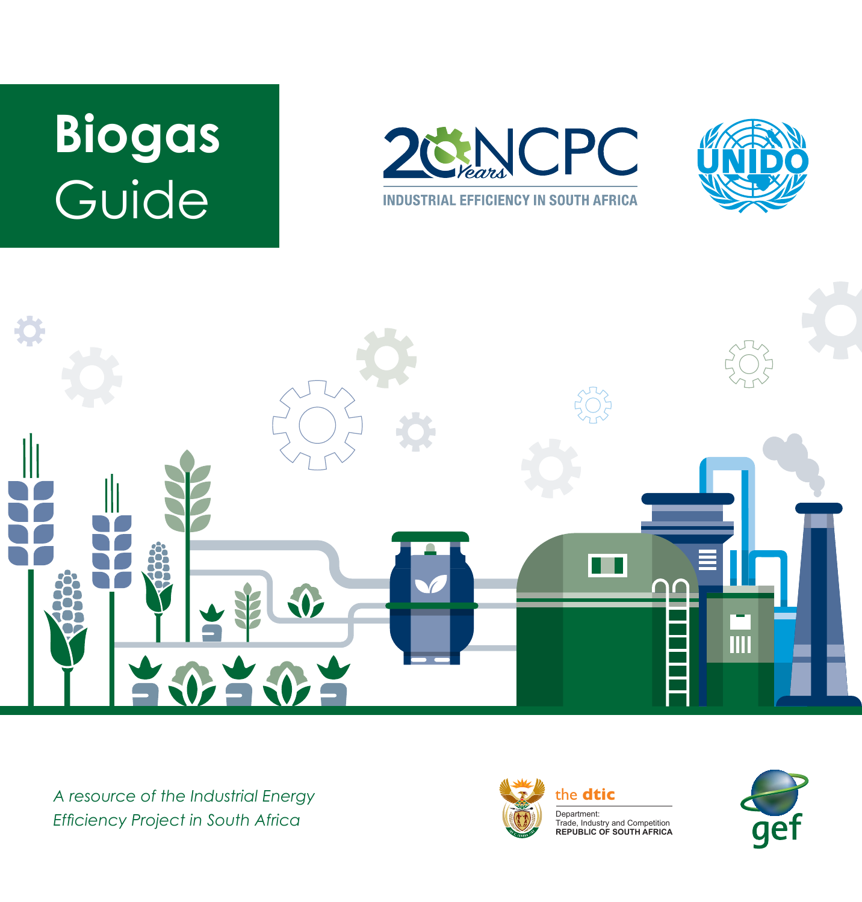# Biogas Guide

20 Years NCPC

INDUSTRIAL EFFICIENCY IN SOUTH AFRICA

UNIDO

*A resource of the Industrial Energy Efficiency Project in South Africa*

the dtic

Department: Trade, Industry and Competition
REPUBLIC OF SOUTH AFRICA

gef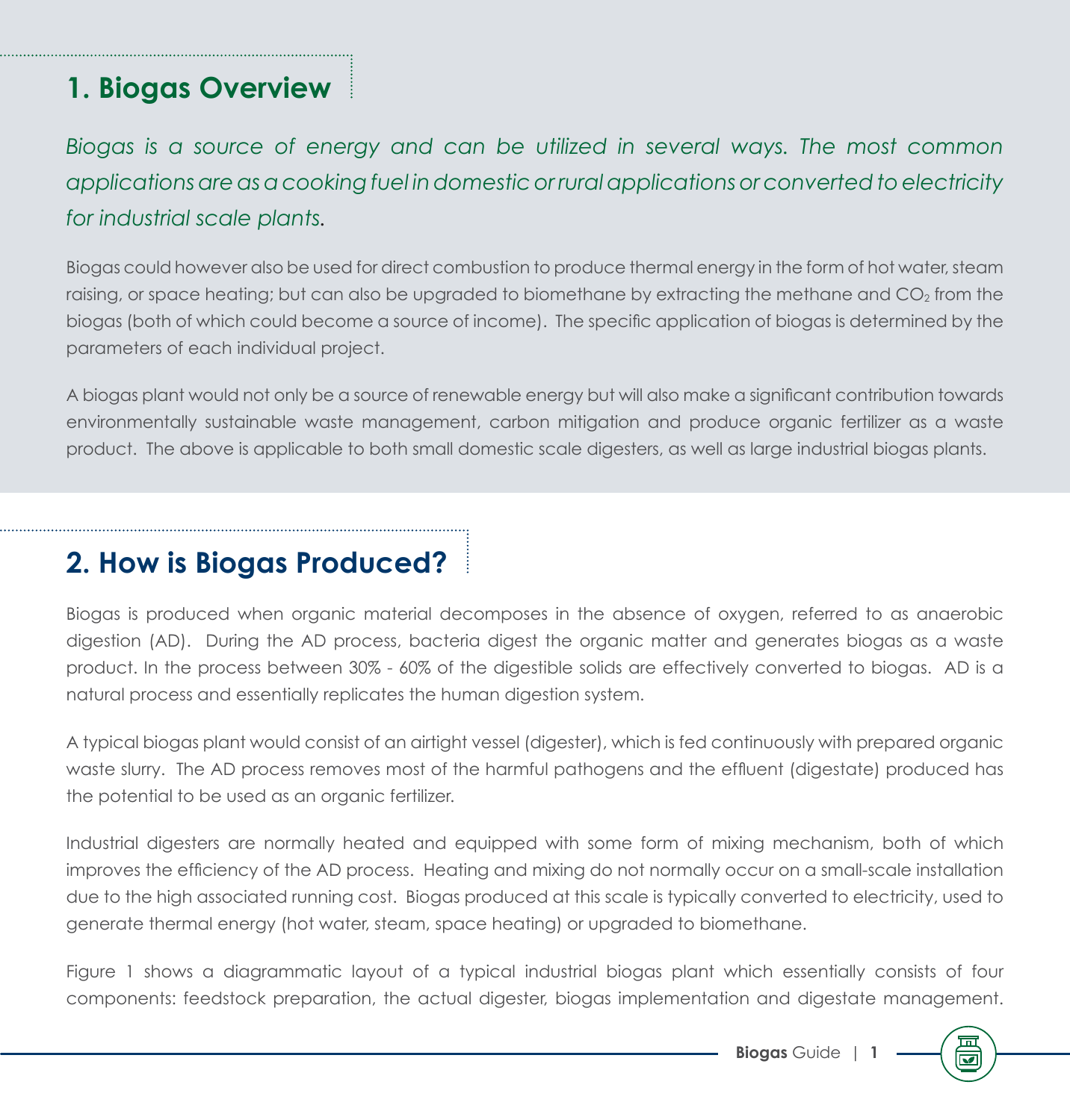## 1. Biogas Overview

*Biogas is a source of energy and can be utilized in several ways. The most common applications are as a cooking fuel in domestic or rural applications or converted to electricity for industrial scale plants.*

Biogas could however also be used for direct combustion to produce thermal energy in the form of hot water, steam raising, or space heating; but can also be upgraded to biomethane by extracting the methane and $CO_2$ from the biogas (both of which could become a source of income). The specific application of biogas is determined by the parameters of each individual project.

A biogas plant would not only be a source of renewable energy but will also make a significant contribution towards environmentally sustainable waste management, carbon mitigation and produce organic fertilizer as a waste product. The above is applicable to both small domestic scale digesters, as well as large industrial biogas plants.

## 2. How is Biogas Produced?

Biogas is produced when organic material decomposes in the absence of oxygen, referred to as anaerobic digestion (AD). During the AD process, bacteria digest the organic matter and generates biogas as a waste product. In the process between 30% - 60% of the digestible solids are effectively converted to biogas. AD is a natural process and essentially replicates the human digestion system.

A typical biogas plant would consist of an airtight vessel (digester), which is fed continuously with prepared organic waste slurry. The AD process removes most of the harmful pathogens and the effluent (digestate) produced has the potential to be used as an organic fertilizer.

Industrial digesters are normally heated and equipped with some form of mixing mechanism, both of which improves the efficiency of the AD process. Heating and mixing do not normally occur on a small-scale installation due to the high associated running cost. Biogas produced at this scale is typically converted to electricity, used to generate thermal energy (hot water, steam, space heating) or upgraded to biomethane.

Figure 1 shows a diagrammatic layout of a typical industrial biogas plant which essentially consists of four components: feedstock preparation, the actual digester, biogas implementation and digestate management.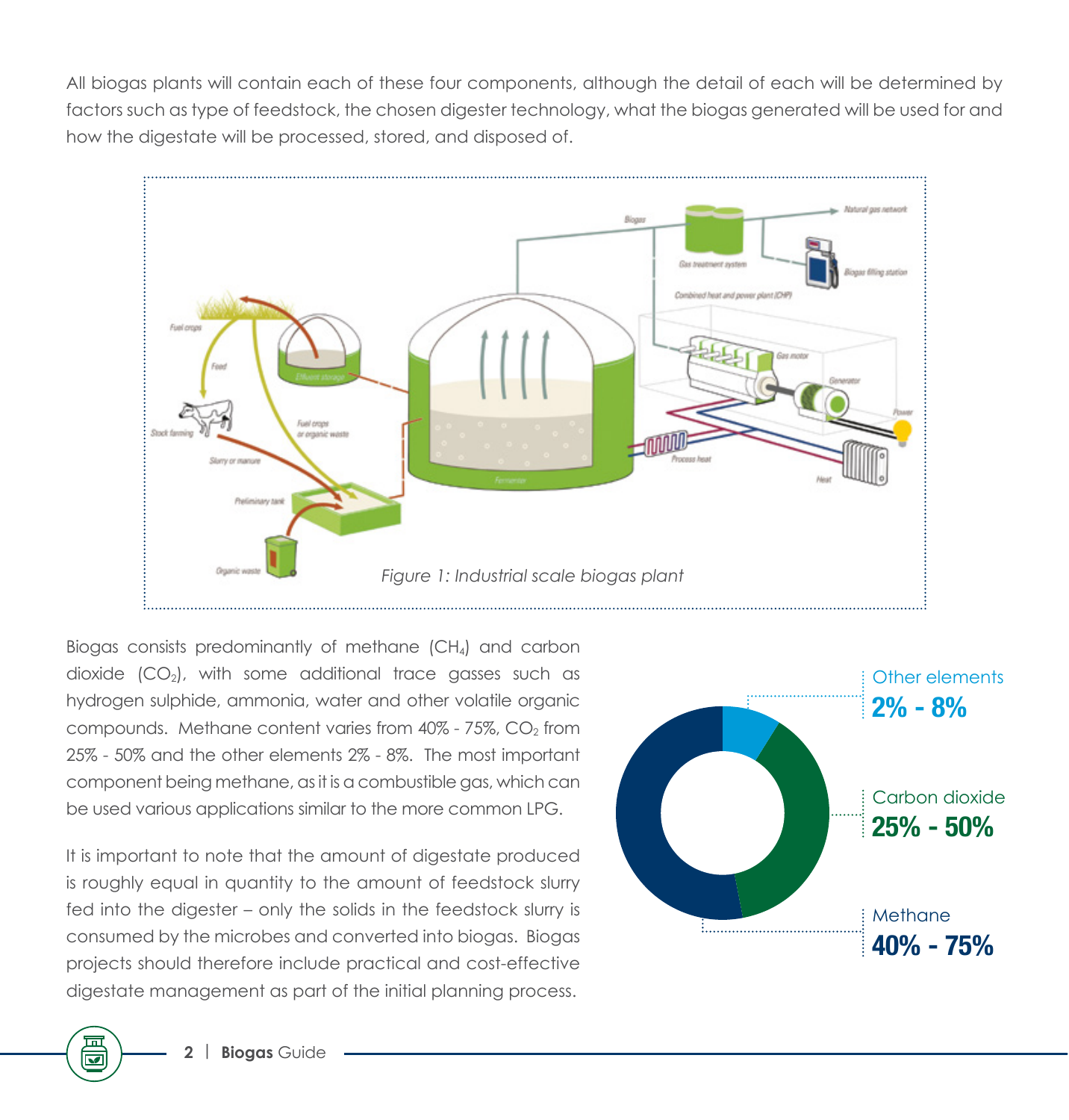All biogas plants will contain each of these four components, although the detail of each will be determined by factors such as type of feedstock, the chosen digester technology, what the biogas generated will be used for and how the digestate will be processed, stored, and disposed of.

*Figure 1: Industrial scale biogas plant*

Biogas consists predominantly of methane ($CH_4$) and carbon dioxide ($CO_2$), with some additional trace gasses such as hydrogen sulphide, ammonia, water and other volatile organic compounds. Methane content varies from 40% - 75%, $CO_2$ from 25% - 50% and the other elements 2% - 8%. The most important component being methane, as it is a combustible gas, which can be used various applications similar to the more common LPG.

It is important to note that the amount of digestate produced is roughly equal in quantity to the amount of feedstock slurry fed into the digester – only the solids in the feedstock slurry is consumed by the microbes and converted into biogas. Biogas projects should therefore include practical and cost-effective digestate management as part of the initial planning process.

Other elements **2% - 8%**

Carbon dioxide **25% - 50%**

Methane **40% - 75%**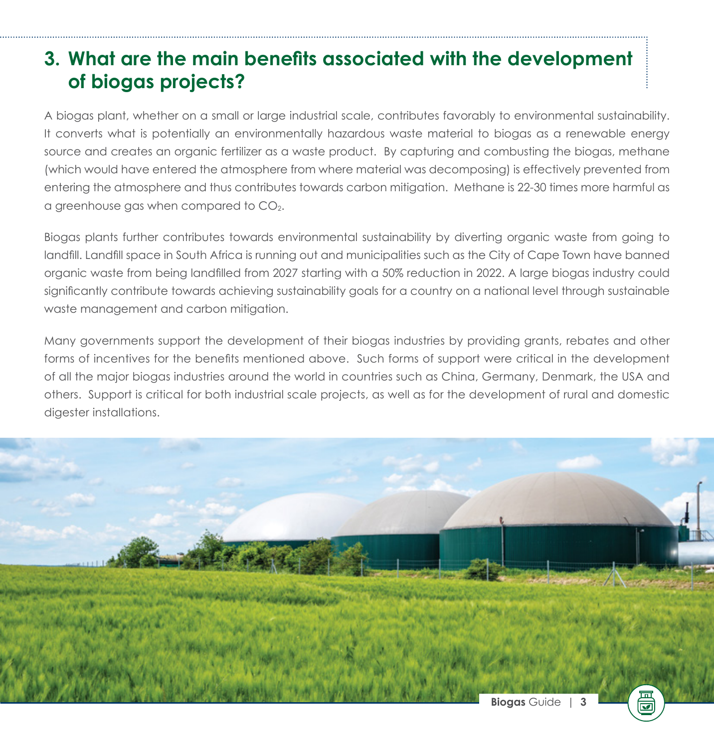## 3. What are the main benefits associated with the development of biogas projects?

A biogas plant, whether on a small or large industrial scale, contributes favorably to environmental sustainability. It converts what is potentially an environmentally hazardous waste material to biogas as a renewable energy source and creates an organic fertilizer as a waste product. By capturing and combusting the biogas, methane (which would have entered the atmosphere from where material was decomposing) is effectively prevented from entering the atmosphere and thus contributes towards carbon mitigation. Methane is 22-30 times more harmful as a greenhouse gas when compared to $CO_2$.

Biogas plants further contributes towards environmental sustainability by diverting organic waste from going to landfill. Landfill space in South Africa is running out and municipalities such as the City of Cape Town have banned organic waste from being landfilled from 2027 starting with a 50% reduction in 2022. A large biogas industry could significantly contribute towards achieving sustainability goals for a country on a national level through sustainable waste management and carbon mitigation.

Many governments support the development of their biogas industries by providing grants, rebates and other forms of incentives for the benefits mentioned above. Such forms of support were critical in the development of all the major biogas industries around the world in countries such as China, Germany, Denmark, the USA and others. Support is critical for both industrial scale projects, as well as for the development of rural and domestic digester installations.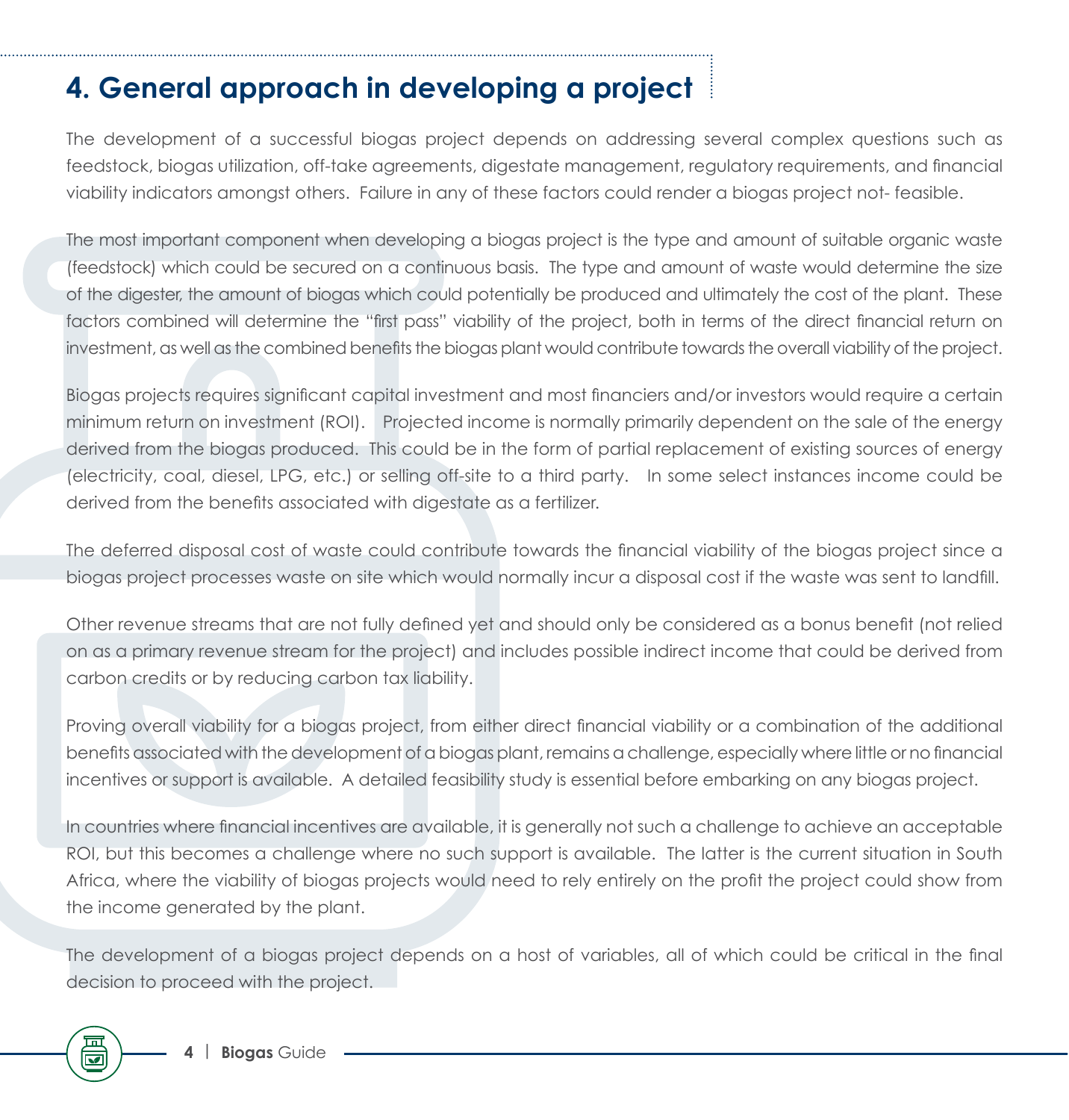# 4. General approach in developing a project

The development of a successful biogas project depends on addressing several complex questions such as feedstock, biogas utilization, off-take agreements, digestate management, regulatory requirements, and financial viability indicators amongst others. Failure in any of these factors could render a biogas project not- feasible.

The most important component when developing a biogas project is the type and amount of suitable organic waste (feedstock) which could be secured on a continuous basis. The type and amount of waste would determine the size of the digester, the amount of biogas which could potentially be produced and ultimately the cost of the plant. These factors combined will determine the "first pass" viability of the project, both in terms of the direct financial return on investment, as well as the combined benefits the biogas plant would contribute towards the overall viability of the project.

Biogas projects requires significant capital investment and most financiers and/or investors would require a certain minimum return on investment (ROI). Projected income is normally primarily dependent on the sale of the energy derived from the biogas produced. This could be in the form of partial replacement of existing sources of energy (electricity, coal, diesel, LPG, etc.) or selling off-site to a third party. In some select instances income could be derived from the benefits associated with digestate as a fertilizer.

The deferred disposal cost of waste could contribute towards the financial viability of the biogas project since a biogas project processes waste on site which would normally incur a disposal cost if the waste was sent to landfill.

Other revenue streams that are not fully defined yet and should only be considered as a bonus benefit (not relied on as a primary revenue stream for the project) and includes possible indirect income that could be derived from carbon credits or by reducing carbon tax liability.

Proving overall viability for a biogas project, from either direct financial viability or a combination of the additional benefits associated with the development of a biogas plant, remains a challenge, especially where little or no financial incentives or support is available. A detailed feasibility study is essential before embarking on any biogas project.

In countries where financial incentives are available, it is generally not such a challenge to achieve an acceptable ROI, but this becomes a challenge where no such support is available. The latter is the current situation in South Africa, where the viability of biogas projects would need to rely entirely on the profit the project could show from the income generated by the plant.

The development of a biogas project depends on a host of variables, all of which could be critical in the final decision to proceed with the project.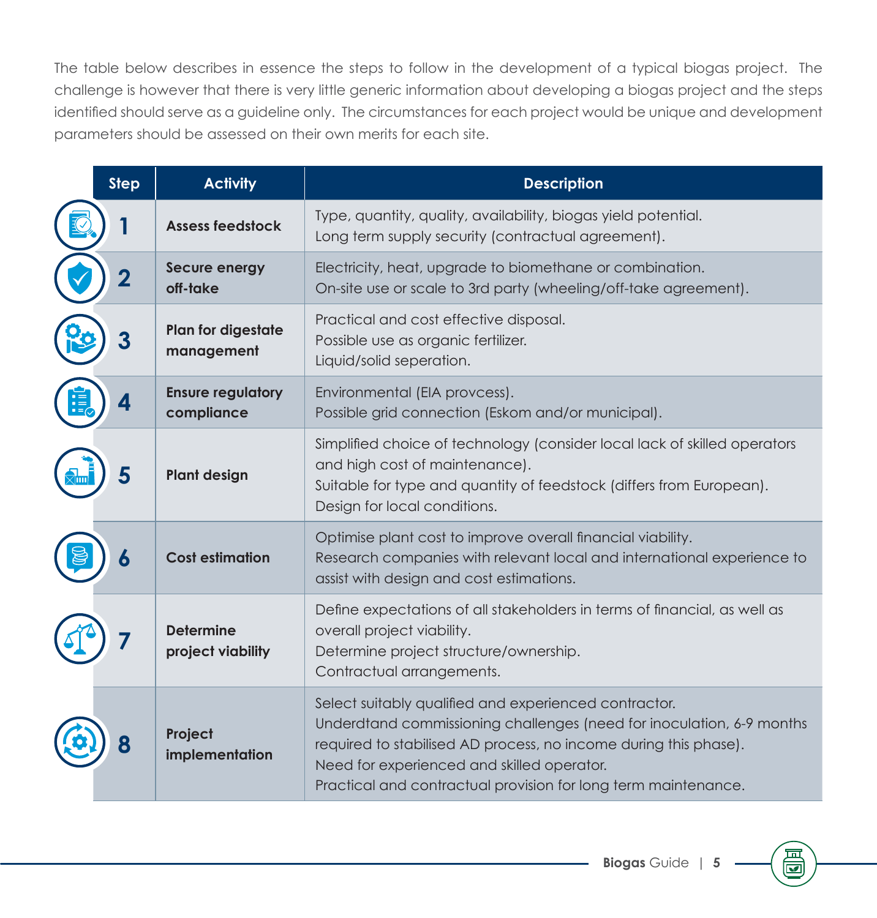The table below describes in essence the steps to follow in the development of a typical biogas project. The challenge is however that there is very little generic information about developing a biogas project and the steps identified should serve as a guideline only. The circumstances for each project would be unique and development parameters should be assessed on their own merits for each site.

| Step | Activity | Description |
|---|---|---|
| 1 | **Assess feedstock** | Type, quantity, quality, availability, biogas yield potential.<br>Long term supply security (contractual agreement). |
| 2 | **Secure energy off-take** | Electricity, heat, upgrade to biomethane or combination.<br>On-site use or scale to 3rd party (wheeling/off-take agreement). |
| 3 | **Plan for digestate management** | Practical and cost effective disposal.<br>Possible use as organic fertilizer.<br>Liquid/solid seperation. |
| 4 | **Ensure regulatory compliance** | Environmental (EIA provcess).<br>Possible grid connection (Eskom and/or municipal). |
| 5 | **Plant design** | Simplified choice of technology (consider local lack of skilled operators and high cost of maintenance).<br>Suitable for type and quantity of feedstock (differs from European).<br>Design for local conditions. |
| 6 | **Cost estimation** | Optimise plant cost to improve overall financial viability.<br>Research companies with relevant local and international experience to assist with design and cost estimations. |
| 7 | **Determine project viability** | Define expectations of all stakeholders in terms of financial, as well as overall project viability.<br>Determine project structure/ownership.<br>Contractual arrangements. |
| 8 | **Project implementation** | Select suitably qualified and experienced contractor.<br>Underdtand commissioning challenges (need for inoculation, 6-9 months required to stabilised AD process, no income during this phase).<br>Need for experienced and skilled operator.<br>Practical and contractual provision for long term maintenance. |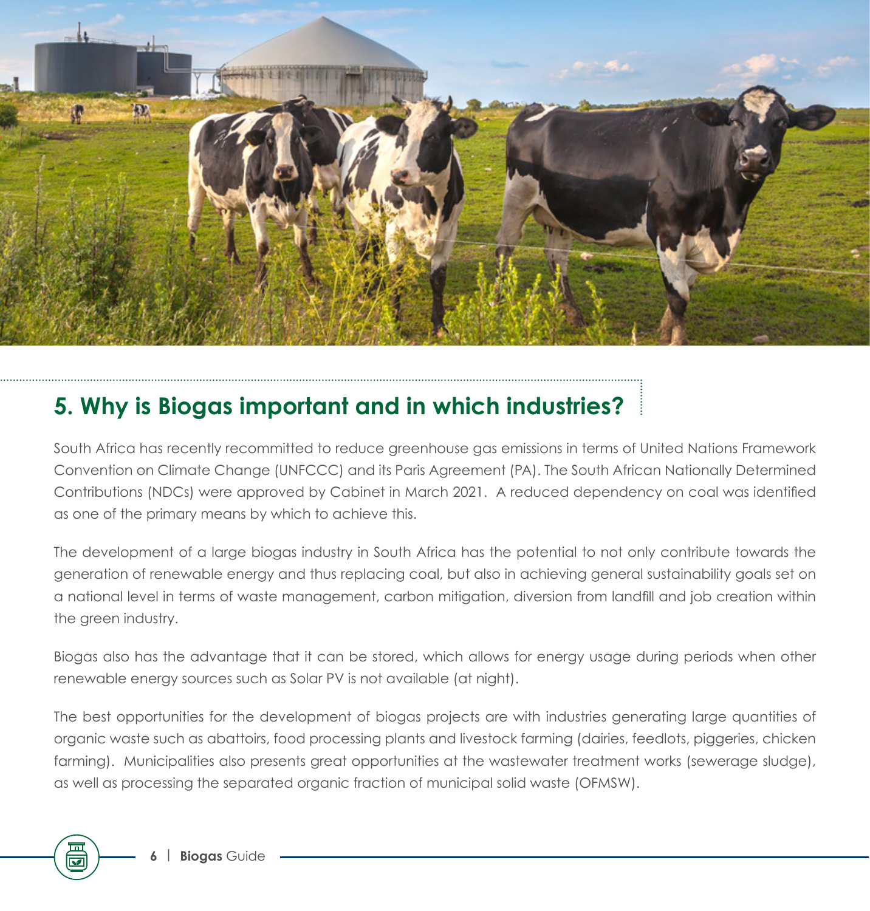## 5. Why is Biogas important and in which industries?

South Africa has recently recommitted to reduce greenhouse gas emissions in terms of United Nations Framework Convention on Climate Change (UNFCCC) and its Paris Agreement (PA). The South African Nationally Determined Contributions (NDCs) were approved by Cabinet in March 2021. A reduced dependency on coal was identified as one of the primary means by which to achieve this.

The development of a large biogas industry in South Africa has the potential to not only contribute towards the generation of renewable energy and thus replacing coal, but also in achieving general sustainability goals set on a national level in terms of waste management, carbon mitigation, diversion from landfill and job creation within the green industry.

Biogas also has the advantage that it can be stored, which allows for energy usage during periods when other renewable energy sources such as Solar PV is not available (at night).

The best opportunities for the development of biogas projects are with industries generating large quantities of organic waste such as abattoirs, food processing plants and livestock farming (dairies, feedlots, piggeries, chicken farming). Municipalities also presents great opportunities at the wastewater treatment works (sewerage sludge), as well as processing the separated organic fraction of municipal solid waste (OFMSW).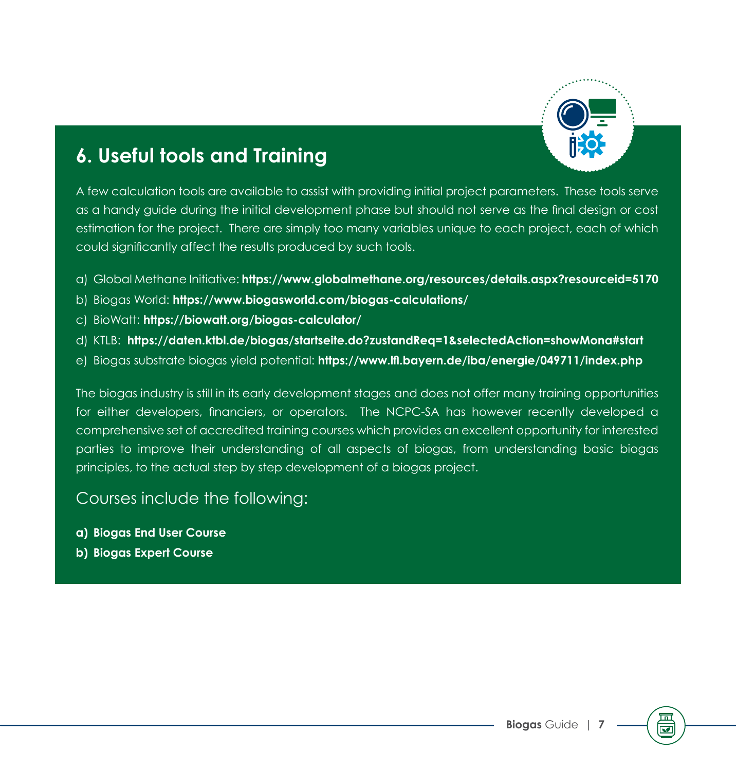## 6. Useful tools and Training

A few calculation tools are available to assist with providing initial project parameters. These tools serve as a handy guide during the initial development phase but should not serve as the final design or cost estimation for the project. There are simply too many variables unique to each project, each of which could significantly affect the results produced by such tools.

a) Global Methane Initiative: **https://www.globalmethane.org/resources/details.aspx?resourceid=5170**
b) Biogas World: **https://www.biogasworld.com/biogas-calculations/**
c) BioWatt: **https://biowatt.org/biogas-calculator/**
d) KTLB: **https://daten.ktbl.de/biogas/startseite.do?zustandReq=1&selectedAction=showMona#start**
e) Biogas substrate biogas yield potential: **https://www.lfl.bayern.de/iba/energie/049711/index.php**

The biogas industry is still in its early development stages and does not offer many training opportunities for either developers, financiers, or operators. The NCPC-SA has however recently developed a comprehensive set of accredited training courses which provides an excellent opportunity for interested parties to improve their understanding of all aspects of biogas, from understanding basic biogas principles, to the actual step by step development of a biogas project.

Courses include the following:

**a) Biogas End User Course**
**b) Biogas Expert Course**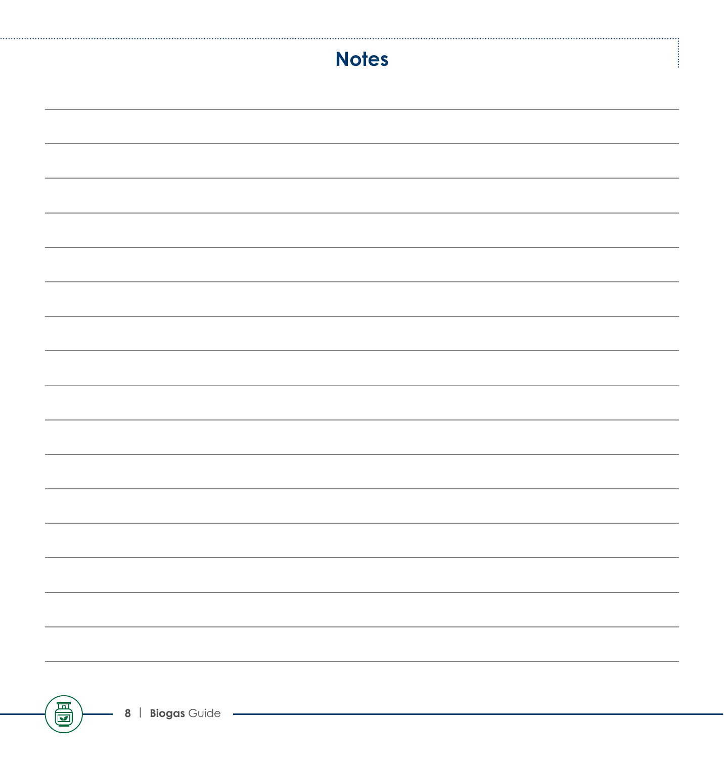# Notes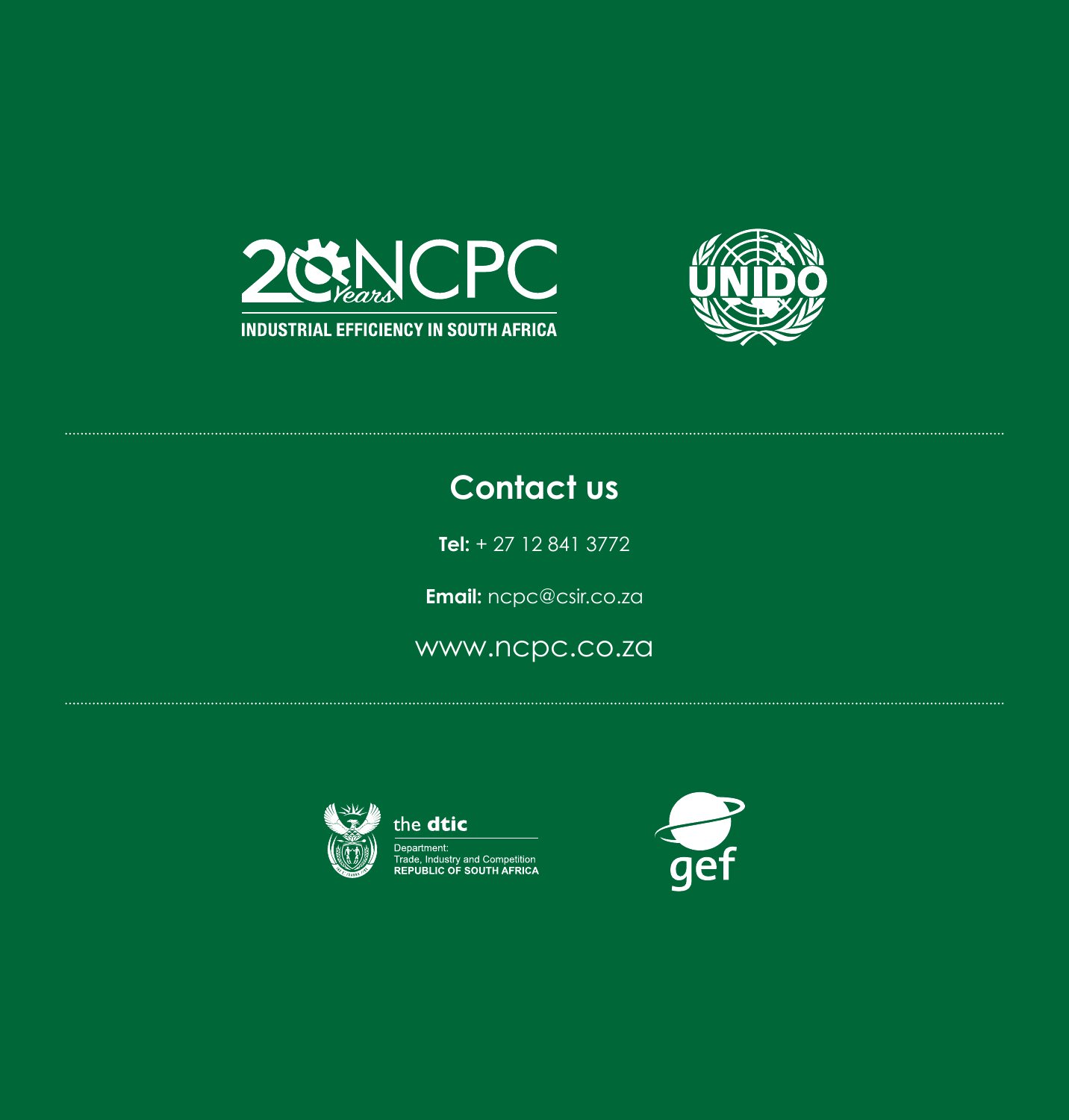20 Years NCPC

INDUSTRIAL EFFICIENCY IN SOUTH AFRICA

UNIDO

## Contact us

**Tel:** + 27 12 841 3772

**Email:** ncpc@csir.co.za

www.ncpc.co.za

the **dtic**

Department:
Trade, Industry and Competition
**REPUBLIC OF SOUTH AFRICA**

gef